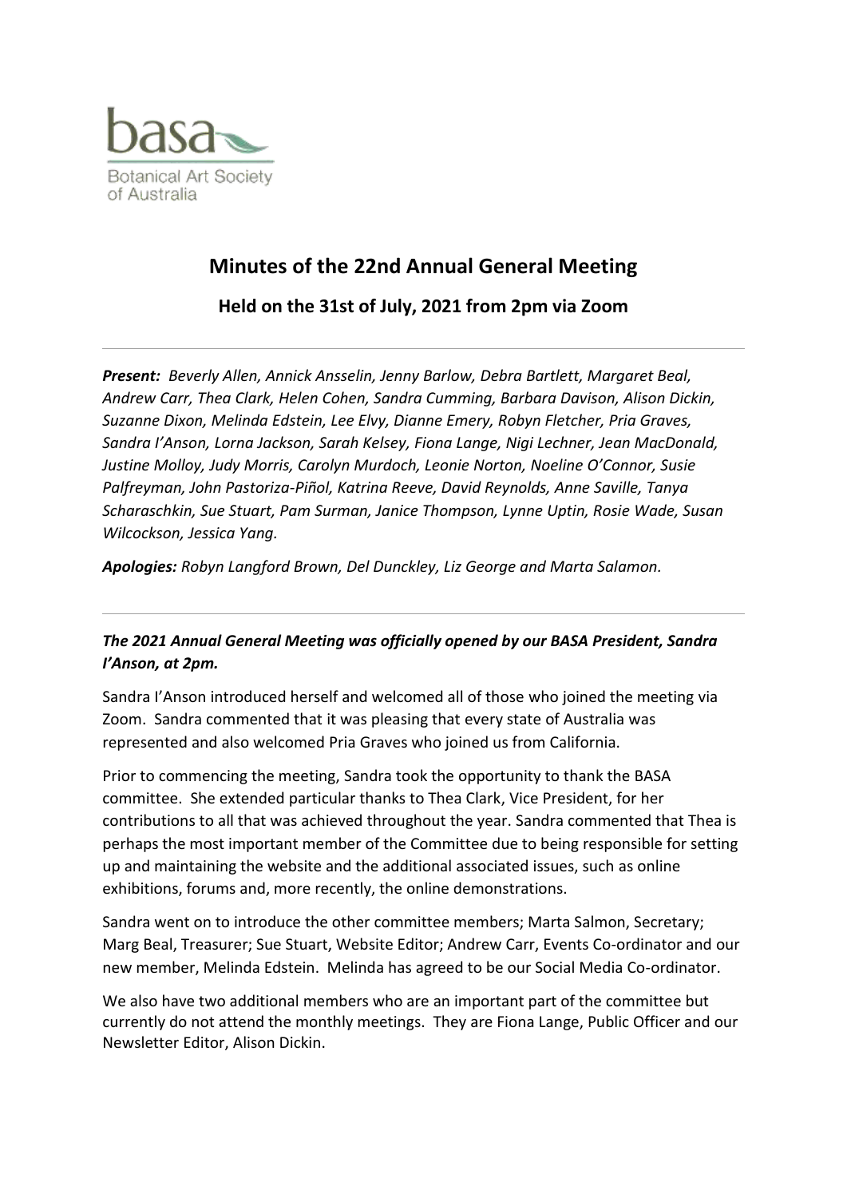basa

Botanical Art Society of Australia

# Minutes of the 22nd Annual General Meeting

## Held on the 31st of July, 2021 from 2pm via Zoom

---

***Present:*** *Beverly Allen, Annick Ansselin, Jenny Barlow, Debra Bartlett, Margaret Beal, Andrew Carr, Thea Clark, Helen Cohen, Sandra Cumming, Barbara Davison, Alison Dickin, Suzanne Dixon, Melinda Edstein, Lee Elvy, Dianne Emery, Robyn Fletcher, Pria Graves, Sandra I'Anson, Lorna Jackson, Sarah Kelsey, Fiona Lange, Nigi Lechner, Jean MacDonald, Justine Molloy, Judy Morris, Carolyn Murdoch, Leonie Norton, Noeline O'Connor, Susie Palfreyman, John Pastoriza-Piñol, Katrina Reeve, David Reynolds, Anne Saville, Tanya Scharaschkin, Sue Stuart, Pam Surman, Janice Thompson, Lynne Uptin, Rosie Wade, Susan Wilcockson, Jessica Yang.*

***Apologies:*** *Robyn Langford Brown, Del Dunckley, Liz George and Marta Salamon.*

---

***The 2021 Annual General Meeting was officially opened by our BASA President, Sandra I'Anson, at 2pm.***

Sandra I'Anson introduced herself and welcomed all of those who joined the meeting via Zoom. Sandra commented that it was pleasing that every state of Australia was represented and also welcomed Pria Graves who joined us from California.

Prior to commencing the meeting, Sandra took the opportunity to thank the BASA committee. She extended particular thanks to Thea Clark, Vice President, for her contributions to all that was achieved throughout the year. Sandra commented that Thea is perhaps the most important member of the Committee due to being responsible for setting up and maintaining the website and the additional associated issues, such as online exhibitions, forums and, more recently, the online demonstrations.

Sandra went on to introduce the other committee members; Marta Salmon, Secretary; Marg Beal, Treasurer; Sue Stuart, Website Editor; Andrew Carr, Events Co-ordinator and our new member, Melinda Edstein. Melinda has agreed to be our Social Media Co-ordinator.

We also have two additional members who are an important part of the committee but currently do not attend the monthly meetings. They are Fiona Lange, Public Officer and our Newsletter Editor, Alison Dickin.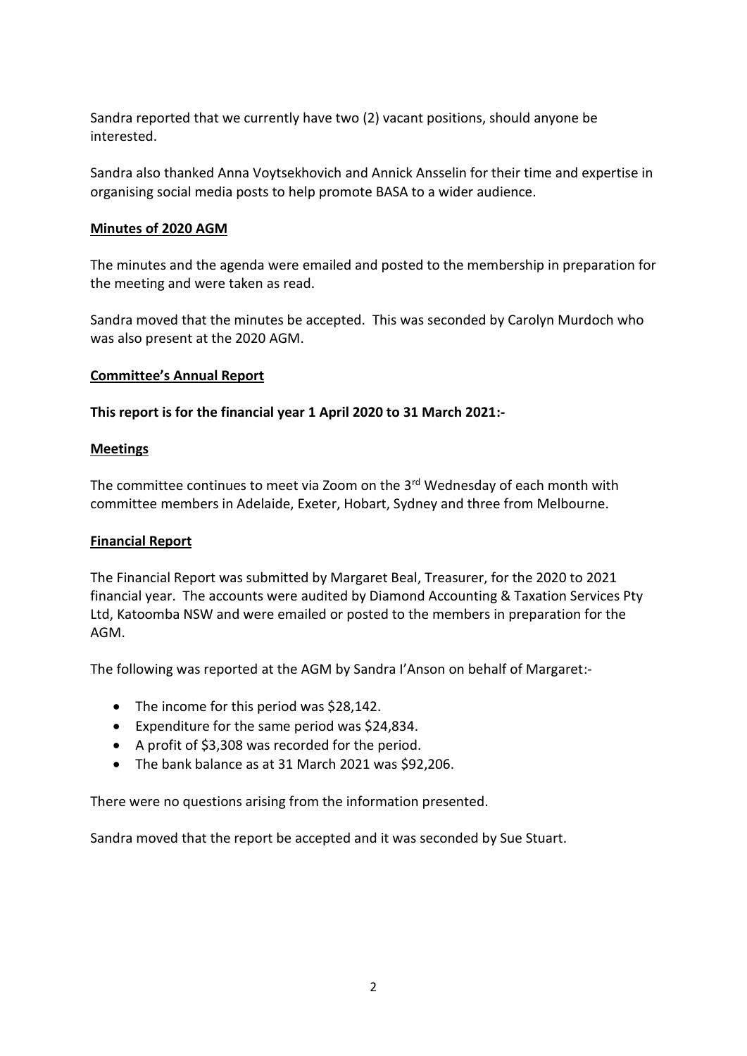Sandra reported that we currently have two (2) vacant positions, should anyone be interested.

Sandra also thanked Anna Voytsekhovich and Annick Ansselin for their time and expertise in organising social media posts to help promote BASA to a wider audience.

**Minutes of 2020 AGM**

The minutes and the agenda were emailed and posted to the membership in preparation for the meeting and were taken as read.

Sandra moved that the minutes be accepted. This was seconded by Carolyn Murdoch who was also present at the 2020 AGM.

**Committee's Annual Report**

**This report is for the financial year 1 April 2020 to 31 March 2021:-**

**Meetings**

The committee continues to meet via Zoom on the 3rd Wednesday of each month with committee members in Adelaide, Exeter, Hobart, Sydney and three from Melbourne.

**Financial Report**

The Financial Report was submitted by Margaret Beal, Treasurer, for the 2020 to 2021 financial year. The accounts were audited by Diamond Accounting & Taxation Services Pty Ltd, Katoomba NSW and were emailed or posted to the members in preparation for the AGM.

The following was reported at the AGM by Sandra I'Anson on behalf of Margaret:-

- The income for this period was $28,142.
- Expenditure for the same period was $24,834.
- A profit of $3,308 was recorded for the period.
- The bank balance as at 31 March 2021 was $92,206.

There were no questions arising from the information presented.

Sandra moved that the report be accepted and it was seconded by Sue Stuart.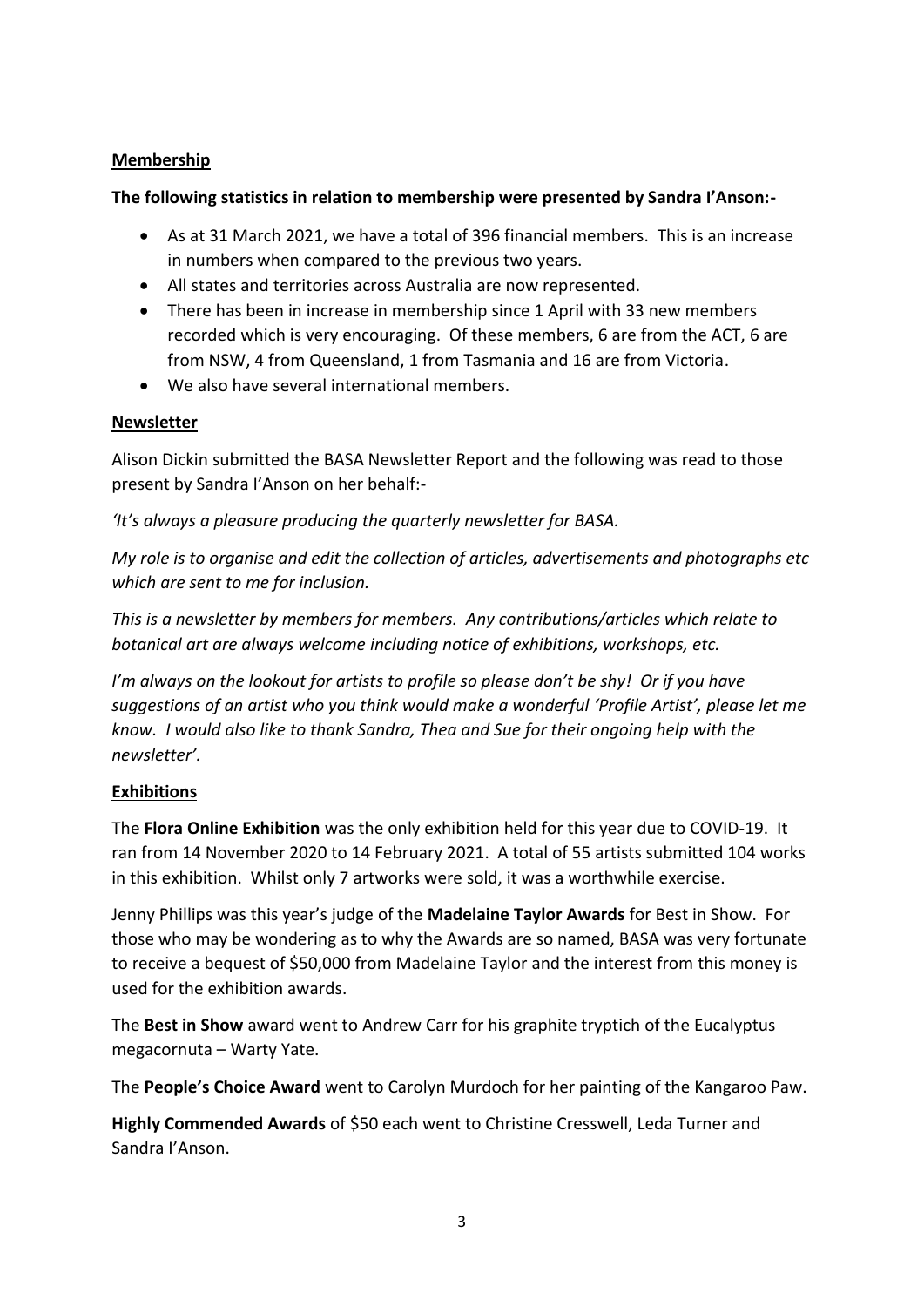**Membership**

**The following statistics in relation to membership were presented by Sandra I'Anson:-**

- As at 31 March 2021, we have a total of 396 financial members. This is an increase in numbers when compared to the previous two years.
- All states and territories across Australia are now represented.
- There has been in increase in membership since 1 April with 33 new members recorded which is very encouraging. Of these members, 6 are from the ACT, 6 are from NSW, 4 from Queensland, 1 from Tasmania and 16 are from Victoria.
- We also have several international members.

**Newsletter**

Alison Dickin submitted the BASA Newsletter Report and the following was read to those present by Sandra I'Anson on her behalf:-

*'It's always a pleasure producing the quarterly newsletter for BASA.*

*My role is to organise and edit the collection of articles, advertisements and photographs etc which are sent to me for inclusion.*

*This is a newsletter by members for members. Any contributions/articles which relate to botanical art are always welcome including notice of exhibitions, workshops, etc.*

*I'm always on the lookout for artists to profile so please don't be shy! Or if you have suggestions of an artist who you think would make a wonderful 'Profile Artist', please let me know. I would also like to thank Sandra, Thea and Sue for their ongoing help with the newsletter'.*

**Exhibitions**

The **Flora Online Exhibition** was the only exhibition held for this year due to COVID-19. It ran from 14 November 2020 to 14 February 2021. A total of 55 artists submitted 104 works in this exhibition. Whilst only 7 artworks were sold, it was a worthwhile exercise.

Jenny Phillips was this year's judge of the **Madelaine Taylor Awards** for Best in Show. For those who may be wondering as to why the Awards are so named, BASA was very fortunate to receive a bequest of $50,000 from Madelaine Taylor and the interest from this money is used for the exhibition awards.

The **Best in Show** award went to Andrew Carr for his graphite tryptich of the Eucalyptus megacornuta – Warty Yate.

The **People's Choice Award** went to Carolyn Murdoch for her painting of the Kangaroo Paw.

**Highly Commended Awards** of $50 each went to Christine Cresswell, Leda Turner and Sandra I'Anson.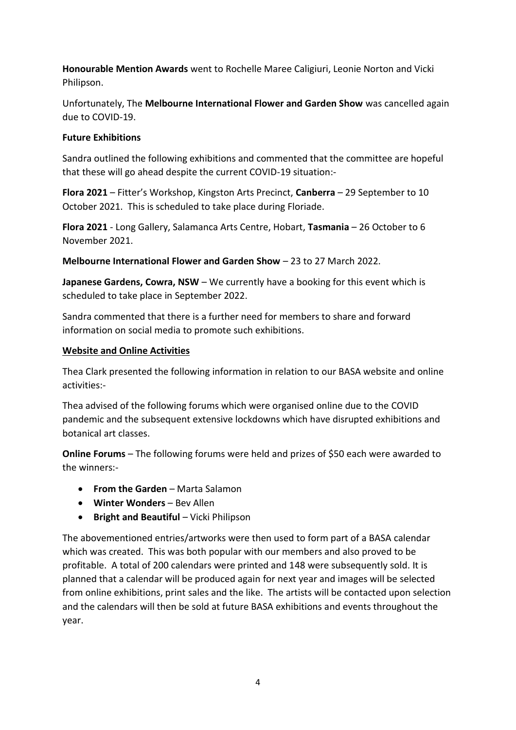**Honourable Mention Awards** went to Rochelle Maree Caligiuri, Leonie Norton and Vicki Philipson.

Unfortunately, The **Melbourne International Flower and Garden Show** was cancelled again due to COVID-19.

**Future Exhibitions**

Sandra outlined the following exhibitions and commented that the committee are hopeful that these will go ahead despite the current COVID-19 situation:-

**Flora 2021** – Fitter's Workshop, Kingston Arts Precinct, **Canberra** – 29 September to 10 October 2021. This is scheduled to take place during Floriade.

**Flora 2021** - Long Gallery, Salamanca Arts Centre, Hobart, **Tasmania** – 26 October to 6 November 2021.

**Melbourne International Flower and Garden Show** – 23 to 27 March 2022.

**Japanese Gardens, Cowra, NSW** – We currently have a booking for this event which is scheduled to take place in September 2022.

Sandra commented that there is a further need for members to share and forward information on social media to promote such exhibitions.

**<u>Website and Online Activities</u>**

Thea Clark presented the following information in relation to our BASA website and online activities:-

Thea advised of the following forums which were organised online due to the COVID pandemic and the subsequent extensive lockdowns which have disrupted exhibitions and botanical art classes.

**Online Forums** – The following forums were held and prizes of $50 each were awarded to the winners:-

- **From the Garden** – Marta Salamon
- **Winter Wonders** – Bev Allen
- **Bright and Beautiful** – Vicki Philipson

The abovementioned entries/artworks were then used to form part of a BASA calendar which was created. This was both popular with our members and also proved to be profitable. A total of 200 calendars were printed and 148 were subsequently sold. It is planned that a calendar will be produced again for next year and images will be selected from online exhibitions, print sales and the like. The artists will be contacted upon selection and the calendars will then be sold at future BASA exhibitions and events throughout the year.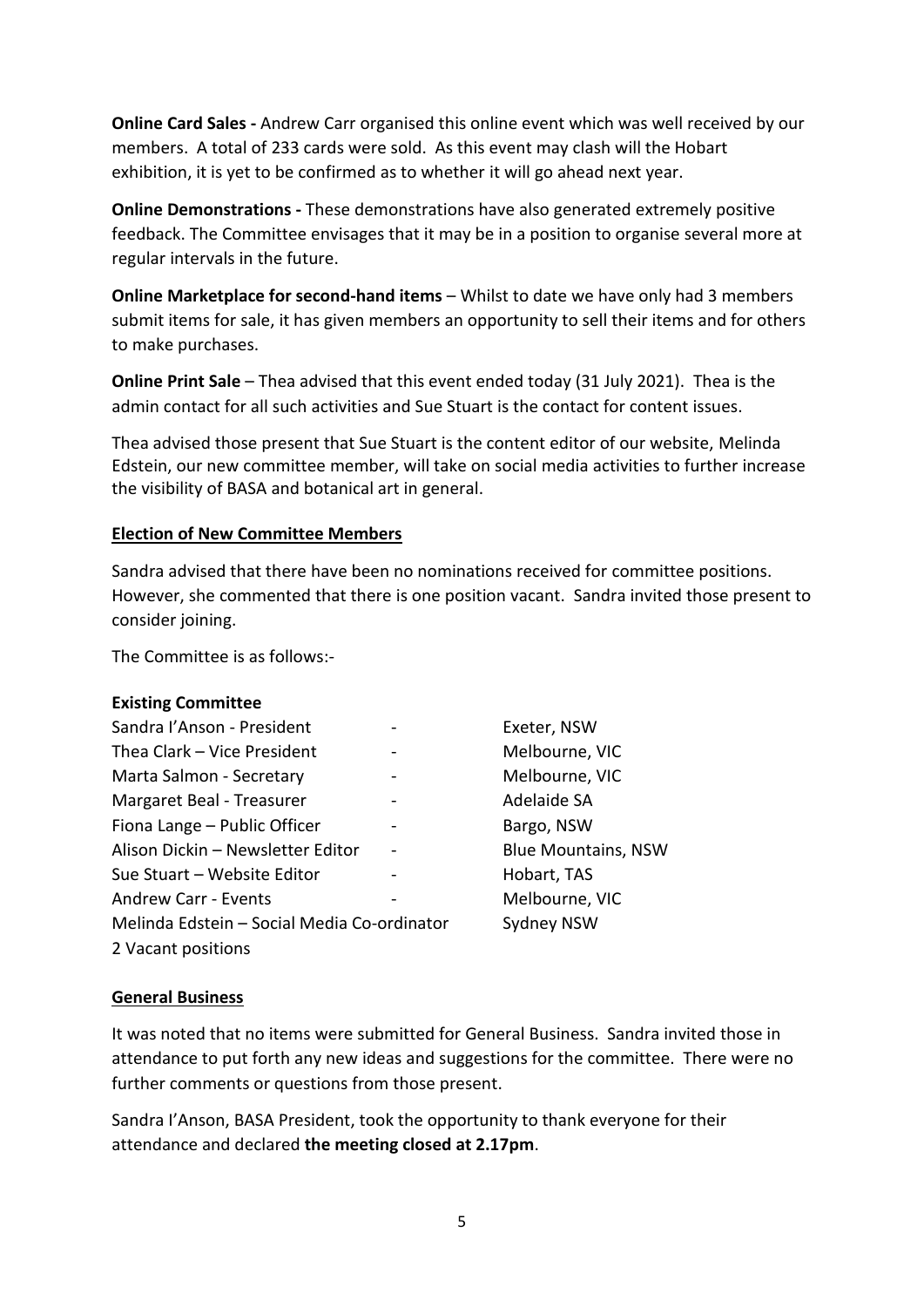**Online Card Sales -** Andrew Carr organised this online event which was well received by our members. A total of 233 cards were sold. As this event may clash will the Hobart exhibition, it is yet to be confirmed as to whether it will go ahead next year.

**Online Demonstrations -** These demonstrations have also generated extremely positive feedback. The Committee envisages that it may be in a position to organise several more at regular intervals in the future.

**Online Marketplace for second-hand items** – Whilst to date we have only had 3 members submit items for sale, it has given members an opportunity to sell their items and for others to make purchases.

**Online Print Sale** – Thea advised that this event ended today (31 July 2021). Thea is the admin contact for all such activities and Sue Stuart is the contact for content issues.

Thea advised those present that Sue Stuart is the content editor of our website, Melinda Edstein, our new committee member, will take on social media activities to further increase the visibility of BASA and botanical art in general.

**Election of New Committee Members**

Sandra advised that there have been no nominations received for committee positions. However, she commented that there is one position vacant. Sandra invited those present to consider joining.

The Committee is as follows:-

**Existing Committee**

| | | |
|---|---|---|
| Sandra I'Anson - President | - | Exeter, NSW |
| Thea Clark – Vice President | - | Melbourne, VIC |
| Marta Salmon - Secretary | - | Melbourne, VIC |
| Margaret Beal - Treasurer | - | Adelaide SA |
| Fiona Lange – Public Officer | - | Bargo, NSW |
| Alison Dickin – Newsletter Editor | - | Blue Mountains, NSW |
| Sue Stuart – Website Editor | - | Hobart, TAS |
| Andrew Carr - Events | - | Melbourne, VIC |
| Melinda Edstein – Social Media Co-ordinator | | Sydney NSW |
| 2 Vacant positions | | |

**General Business**

It was noted that no items were submitted for General Business. Sandra invited those in attendance to put forth any new ideas and suggestions for the committee. There were no further comments or questions from those present.

Sandra I'Anson, BASA President, took the opportunity to thank everyone for their attendance and declared **the meeting closed at 2.17pm**.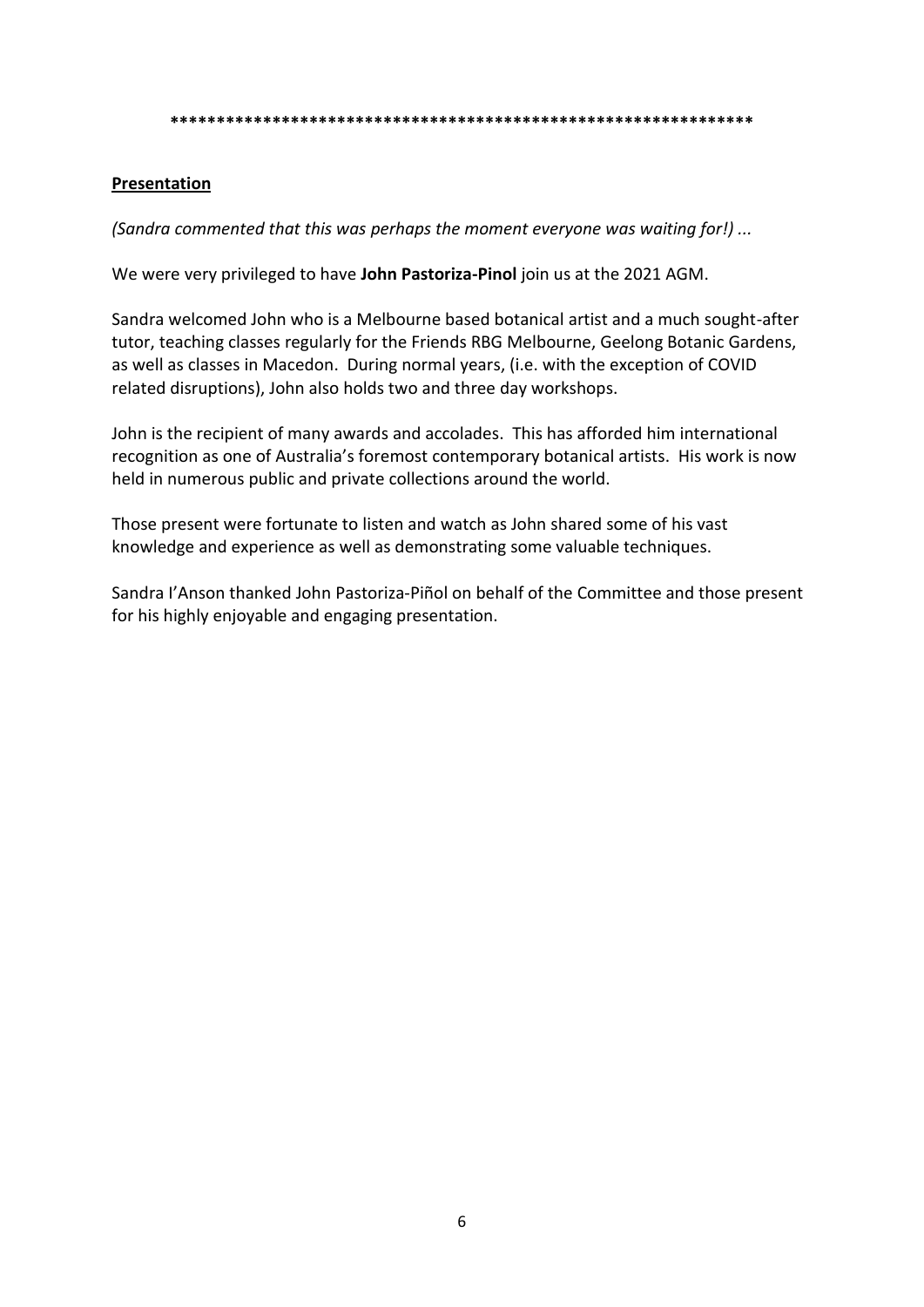***************************************************************

**Presentation**

*(Sandra commented that this was perhaps the moment everyone was waiting for!) ...*

We were very privileged to have **John Pastoriza-Pinol** join us at the 2021 AGM.

Sandra welcomed John who is a Melbourne based botanical artist and a much sought-after tutor, teaching classes regularly for the Friends RBG Melbourne, Geelong Botanic Gardens, as well as classes in Macedon. During normal years, (i.e. with the exception of COVID related disruptions), John also holds two and three day workshops.

John is the recipient of many awards and accolades. This has afforded him international recognition as one of Australia's foremost contemporary botanical artists. His work is now held in numerous public and private collections around the world.

Those present were fortunate to listen and watch as John shared some of his vast knowledge and experience as well as demonstrating some valuable techniques.

Sandra I'Anson thanked John Pastoriza-Piñol on behalf of the Committee and those present for his highly enjoyable and engaging presentation.